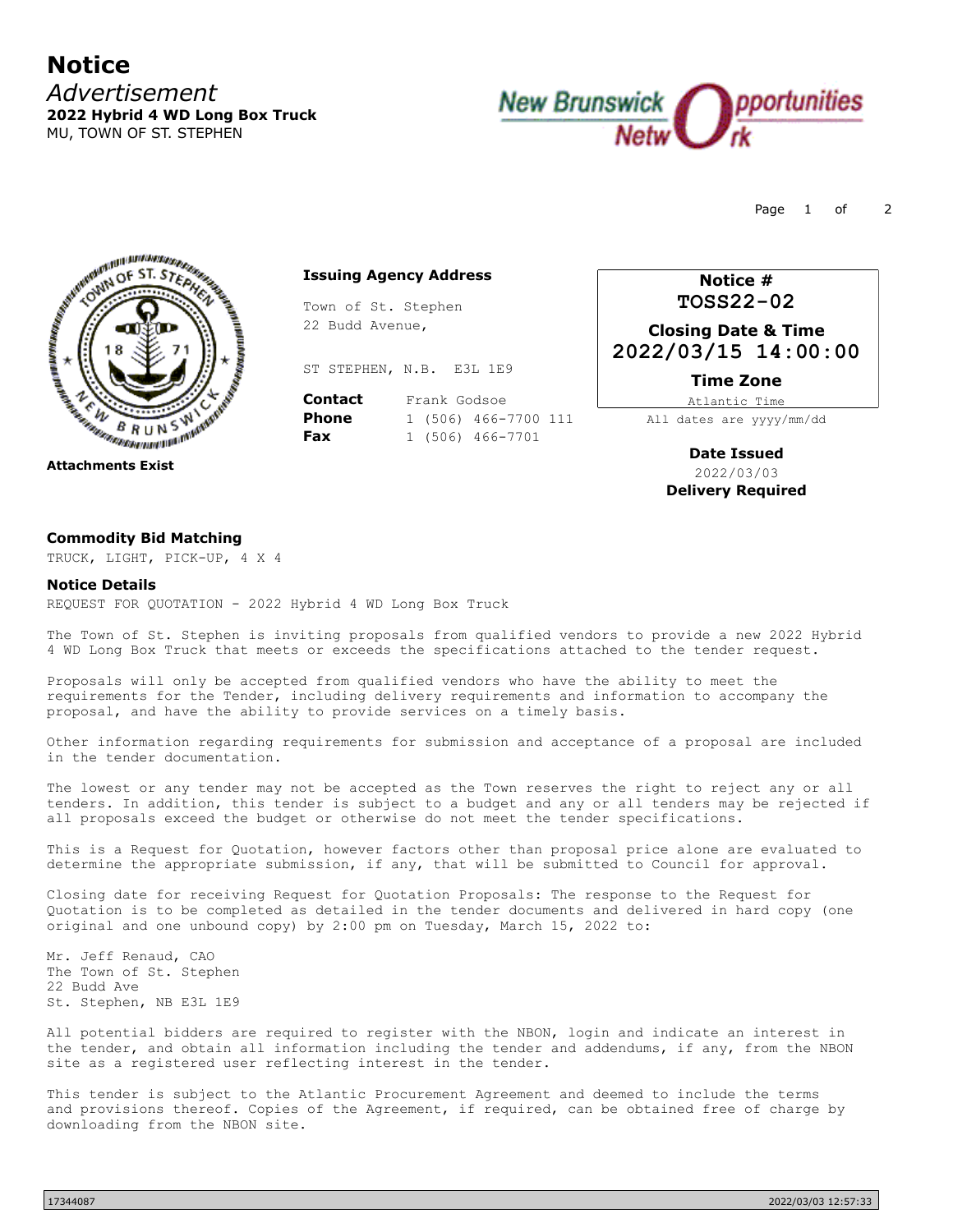# Notice

*Advertisement*

**2022 Hybrid 4 WD Long Box Truck**

MU, TOWN OF ST. STEPHEN

**Attachments Exist**

**Issuing Agency Address**

Town of St. Stephen
22 Budd Avenue,

ST STEPHEN, N.B. E3L 1E9

**Contact** Frank Godsoe
**Phone** 1 (506) 466-7700 111
**Fax** 1 (506) 466-7701

**Notice #**
TOSS22-02

**Closing Date & Time**
2022/03/15 14:00:00

**Time Zone**
Atlantic Time

All dates are yyyy/mm/dd

**Date Issued**
2022/03/03

**Delivery Required**

## Commodity Bid Matching

TRUCK, LIGHT, PICK-UP, 4 X 4

## Notice Details

REQUEST FOR QUOTATION - 2022 Hybrid 4 WD Long Box Truck

The Town of St. Stephen is inviting proposals from qualified vendors to provide a new 2022 Hybrid 4 WD Long Box Truck that meets or exceeds the specifications attached to the tender request.

Proposals will only be accepted from qualified vendors who have the ability to meet the requirements for the Tender, including delivery requirements and information to accompany the proposal, and have the ability to provide services on a timely basis.

Other information regarding requirements for submission and acceptance of a proposal are included in the tender documentation.

The lowest or any tender may not be accepted as the Town reserves the right to reject any or all tenders. In addition, this tender is subject to a budget and any or all tenders may be rejected if all proposals exceed the budget or otherwise do not meet the tender specifications.

This is a Request for Quotation, however factors other than proposal price alone are evaluated to determine the appropriate submission, if any, that will be submitted to Council for approval.

Closing date for receiving Request for Quotation Proposals: The response to the Request for Quotation is to be completed as detailed in the tender documents and delivered in hard copy (one original and one unbound copy) by 2:00 pm on Tuesday, March 15, 2022 to:

Mr. Jeff Renaud, CAO
The Town of St. Stephen
22 Budd Ave
St. Stephen, NB E3L 1E9

All potential bidders are required to register with the NBON, login and indicate an interest in the tender, and obtain all information including the tender and addendums, if any, from the NBON site as a registered user reflecting interest in the tender.

This tender is subject to the Atlantic Procurement Agreement and deemed to include the terms and provisions thereof. Copies of the Agreement, if required, can be obtained free of charge by downloading from the NBON site.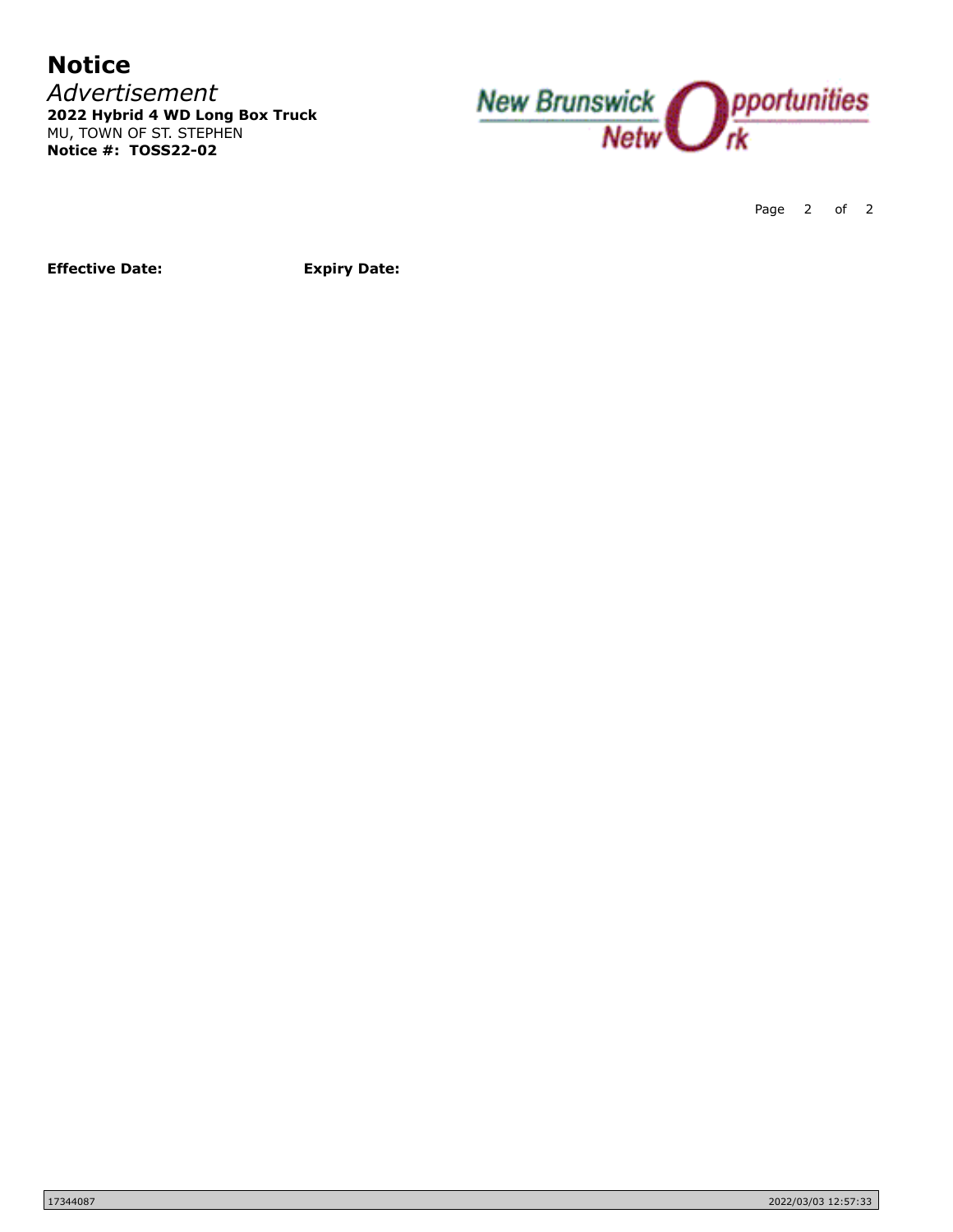# Notice

*Advertisement*

**2022 Hybrid 4 WD Long Box Truck**

MU, TOWN OF ST. STEPHEN

**Notice #: TOSS22-02**

**Effective Date:** **Expiry Date:**

17344087 2022/03/03 12:57:33